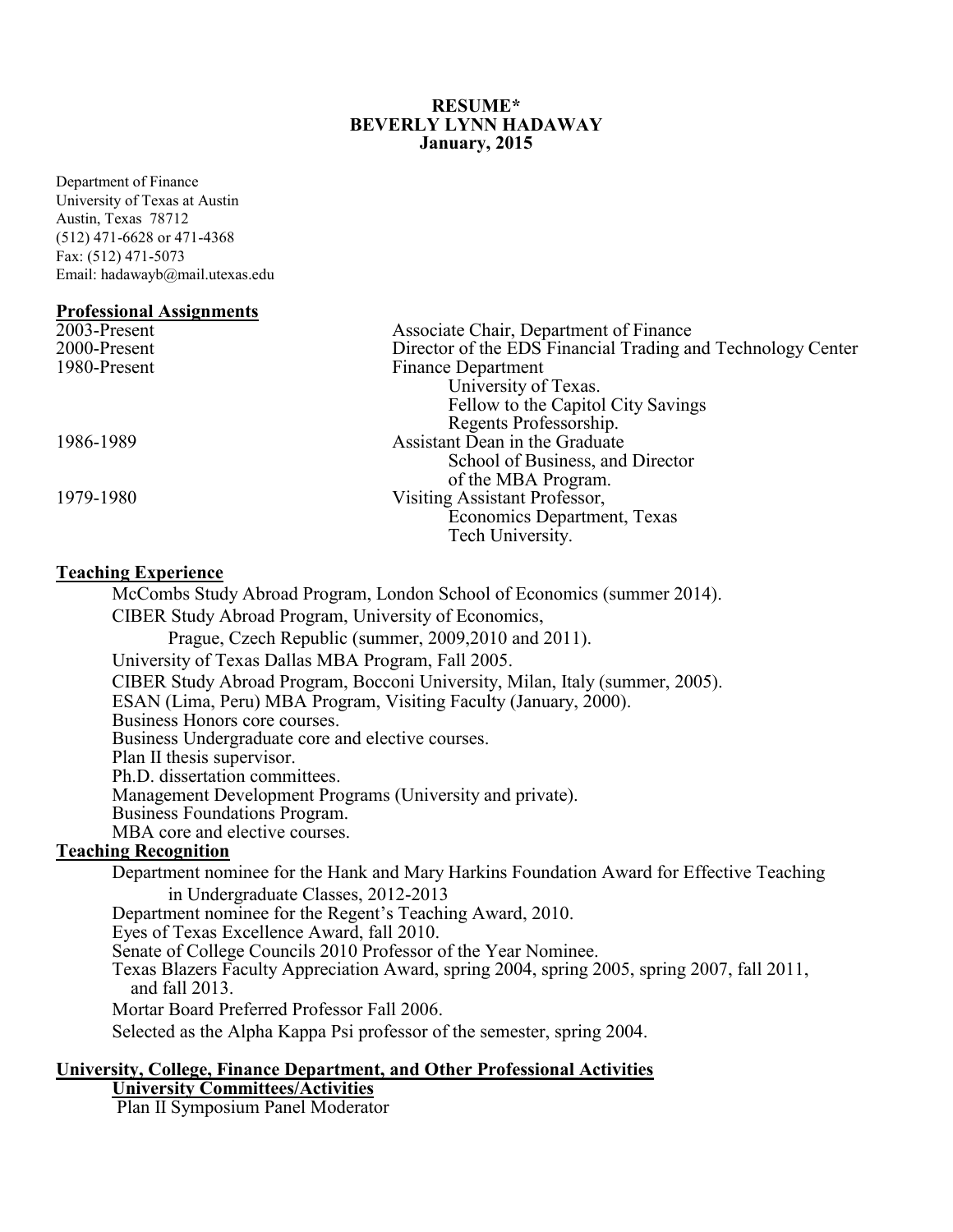**RESUME***
**BEVERLY LYNN HADAWAY**
**January, 2015**

Department of Finance
University of Texas at Austin
Austin, Texas 78712
(512) 471-6628 or 471-4368
Fax: (512) 471-5073
Email: hadawayb@mail.utexas.edu

## Professional Assignments

| | |
|---|---|
| 2003-Present | Associate Chair, Department of Finance |
| 2000-Present | Director of the EDS Financial Trading and Technology Center |
| 1980-Present | Finance Department University of Texas. Fellow to the Capitol City Savings Regents Professorship. |
| 1986-1989 | Assistant Dean in the Graduate School of Business, and Director of the MBA Program. |
| 1979-1980 | Visiting Assistant Professor, Economics Department, Texas Tech University. |

## Teaching Experience

McCombs Study Abroad Program, London School of Economics (summer 2014).
CIBER Study Abroad Program, University of Economics, Prague, Czech Republic (summer, 2009,2010 and 2011).
University of Texas Dallas MBA Program, Fall 2005.
CIBER Study Abroad Program, Bocconi University, Milan, Italy (summer, 2005).
ESAN (Lima, Peru) MBA Program, Visiting Faculty (January, 2000).
Business Honors core courses.
Business Undergraduate core and elective courses.
Plan II thesis supervisor.
Ph.D. dissertation committees.
Management Development Programs (University and private).
Business Foundations Program.
MBA core and elective courses.

## Teaching Recognition

Department nominee for the Hank and Mary Harkins Foundation Award for Effective Teaching in Undergraduate Classes, 2012-2013
Department nominee for the Regent's Teaching Award, 2010.
Eyes of Texas Excellence Award, fall 2010.
Senate of College Councils 2010 Professor of the Year Nominee.
Texas Blazers Faculty Appreciation Award, spring 2004, spring 2005, spring 2007, fall 2011, and fall 2013.
Mortar Board Preferred Professor Fall 2006.
Selected as the Alpha Kappa Psi professor of the semester, spring 2004.

## University, College, Finance Department, and Other Professional Activities

### University Committees/Activities

Plan II Symposium Panel Moderator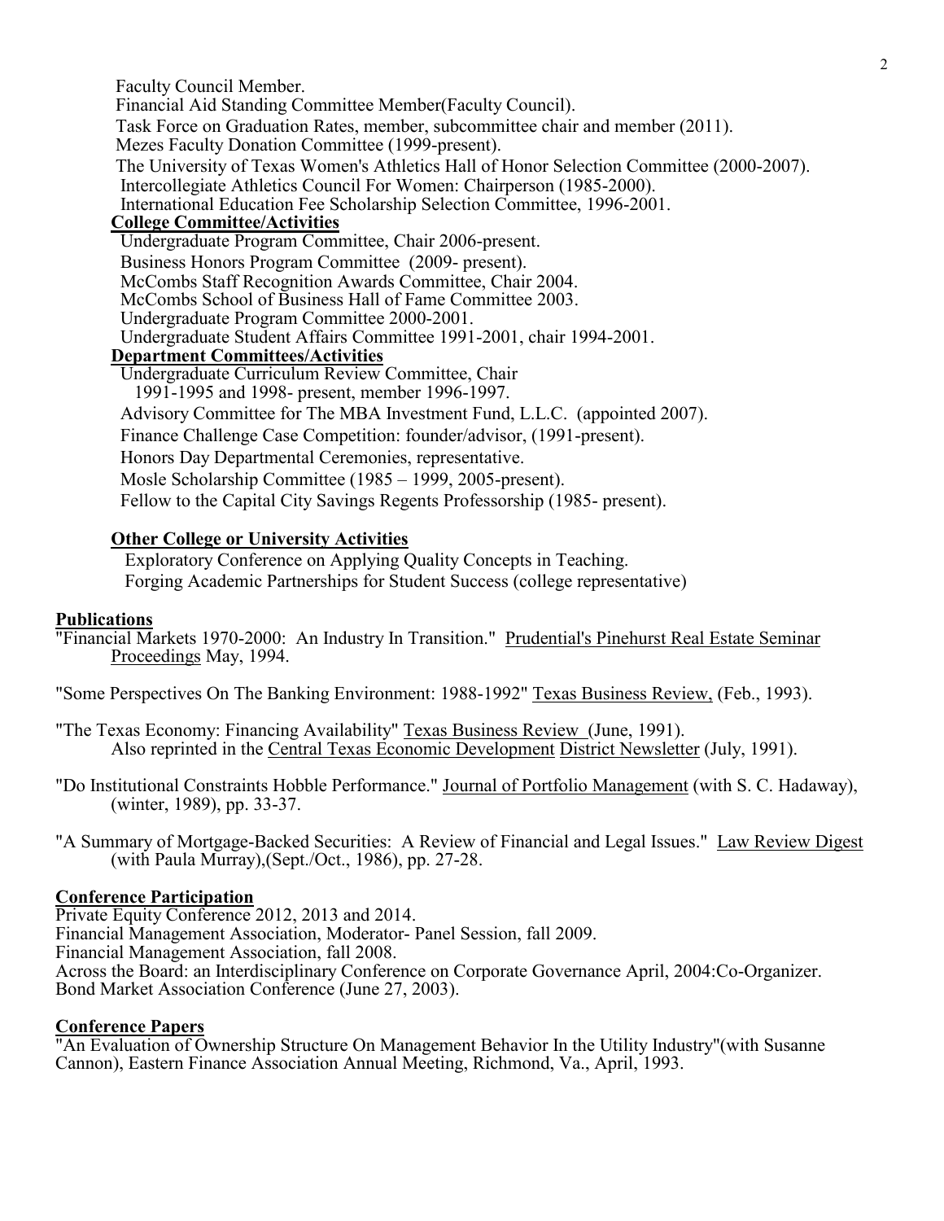Faculty Council Member.
Financial Aid Standing Committee Member(Faculty Council).
Task Force on Graduation Rates, member, subcommittee chair and member (2011).
Mezes Faculty Donation Committee (1999-present).
The University of Texas Women's Athletics Hall of Honor Selection Committee (2000-2007).
Intercollegiate Athletics Council For Women: Chairperson (1985-2000).
International Education Fee Scholarship Selection Committee, 1996-2001.

**College Committee/Activities**

Undergraduate Program Committee, Chair 2006-present.
Business Honors Program Committee (2009- present).
McCombs Staff Recognition Awards Committee, Chair 2004.
McCombs School of Business Hall of Fame Committee 2003.
Undergraduate Program Committee 2000-2001.
Undergraduate Student Affairs Committee 1991-2001, chair 1994-2001.

**Department Committees/Activities**

Undergraduate Curriculum Review Committee, Chair
1991-1995 and 1998- present, member 1996-1997.
Advisory Committee for The MBA Investment Fund, L.L.C. (appointed 2007).
Finance Challenge Case Competition: founder/advisor, (1991-present).
Honors Day Departmental Ceremonies, representative.
Mosle Scholarship Committee (1985 – 1999, 2005-present).
Fellow to the Capital City Savings Regents Professorship (1985- present).

**Other College or University Activities**

Exploratory Conference on Applying Quality Concepts in Teaching.
Forging Academic Partnerships for Student Success (college representative)

## Publications

"Financial Markets 1970-2000: An Industry In Transition." Prudential's Pinehurst Real Estate Seminar Proceedings May, 1994.

"Some Perspectives On The Banking Environment: 1988-1992" Texas Business Review, (Feb., 1993).

"The Texas Economy: Financing Availability" Texas Business Review (June, 1991).
Also reprinted in the Central Texas Economic Development District Newsletter (July, 1991).

"Do Institutional Constraints Hobble Performance." Journal of Portfolio Management (with S. C. Hadaway), (winter, 1989), pp. 33-37.

"A Summary of Mortgage-Backed Securities: A Review of Financial and Legal Issues." Law Review Digest (with Paula Murray),(Sept./Oct., 1986), pp. 27-28.

## Conference Participation

Private Equity Conference 2012, 2013 and 2014.
Financial Management Association, Moderator- Panel Session, fall 2009.
Financial Management Association, fall 2008.
Across the Board: an Interdisciplinary Conference on Corporate Governance April, 2004:Co-Organizer.
Bond Market Association Conference (June 27, 2003).

## Conference Papers

"An Evaluation of Ownership Structure On Management Behavior In the Utility Industry"(with Susanne Cannon), Eastern Finance Association Annual Meeting, Richmond, Va., April, 1993.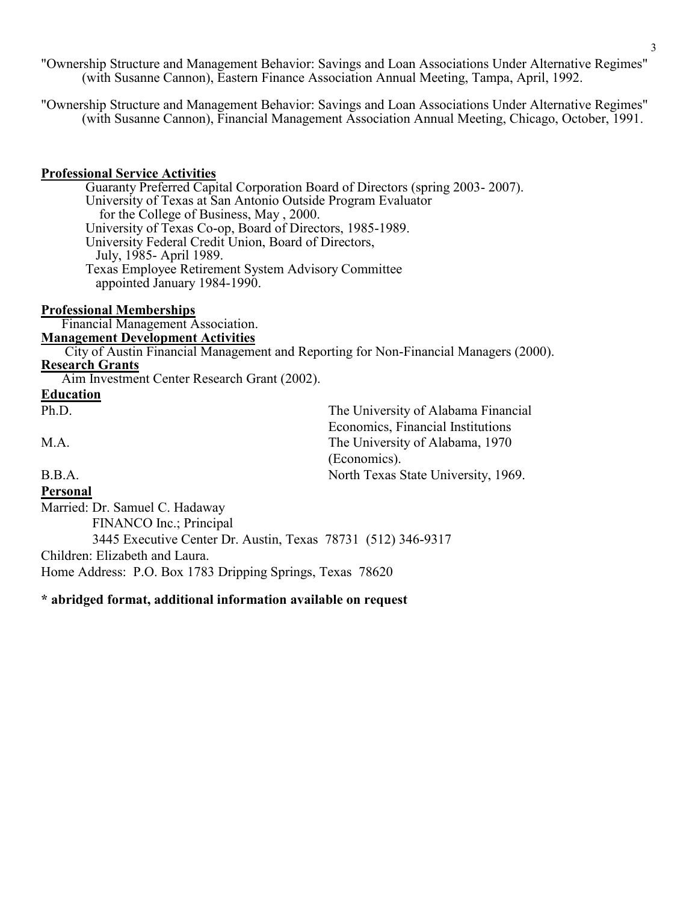"Ownership Structure and Management Behavior: Savings and Loan Associations Under Alternative Regimes" (with Susanne Cannon), Eastern Finance Association Annual Meeting, Tampa, April, 1992.

"Ownership Structure and Management Behavior: Savings and Loan Associations Under Alternative Regimes" (with Susanne Cannon), Financial Management Association Annual Meeting, Chicago, October, 1991.

**Professional Service Activities**

Guaranty Preferred Capital Corporation Board of Directors (spring 2003- 2007).
University of Texas at San Antonio Outside Program Evaluator for the College of Business, May , 2000.
University of Texas Co-op, Board of Directors, 1985-1989.
University Federal Credit Union, Board of Directors, July, 1985- April 1989.
Texas Employee Retirement System Advisory Committee appointed January 1984-1990.

**Professional Memberships**

Financial Management Association.

**Management Development Activities**

City of Austin Financial Management and Reporting for Non-Financial Managers (2000).

**Research Grants**

Aim Investment Center Research Grant (2002).

**Education**

| | |
|---|---|
| Ph.D. | The University of Alabama Financial Economics, Financial Institutions |
| M.A. | The University of Alabama, 1970 (Economics). |
| B.B.A. | North Texas State University, 1969. |

**Personal**

Married: Dr. Samuel C. Hadaway
FINANCO Inc.; Principal
3445 Executive Center Dr. Austin, Texas 78731 (512) 346-9317

Children: Elizabeth and Laura.

Home Address: P.O. Box 1783 Dripping Springs, Texas 78620

**\* abridged format, additional information available on request**